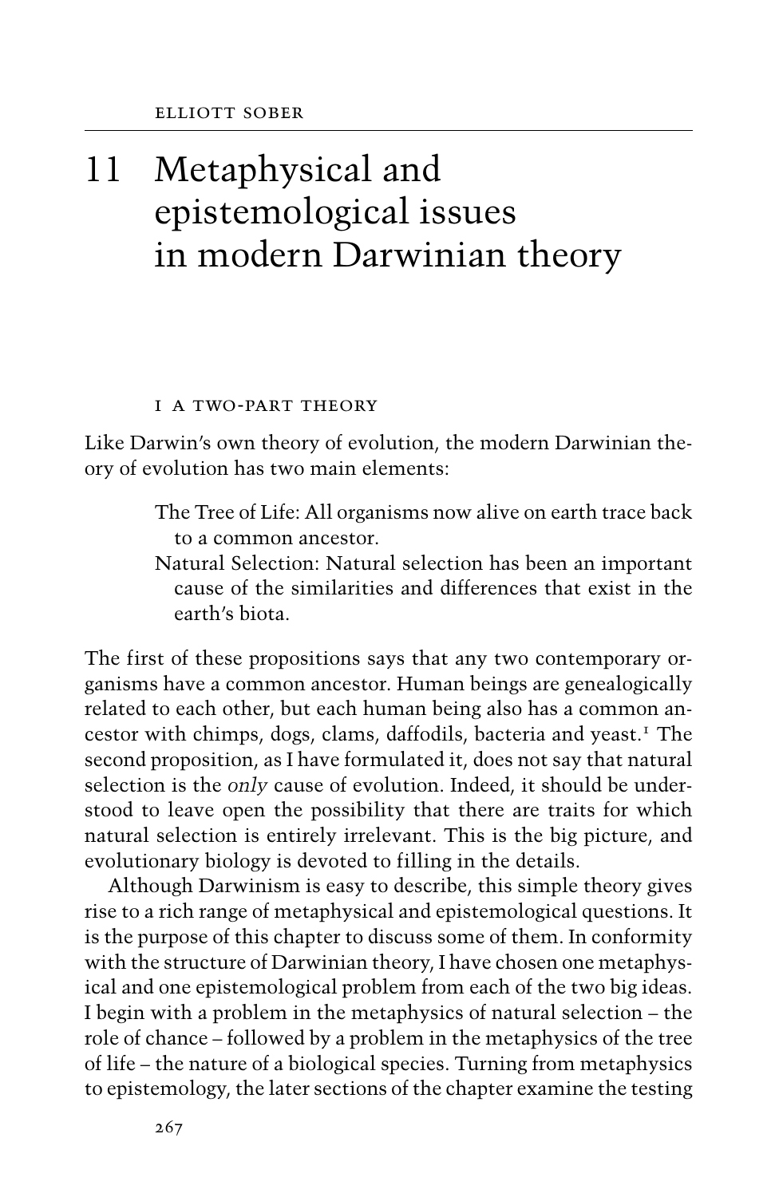ELLIOTT SOBER

# 11 Metaphysical and epistemological issues in modern Darwinian theory

## I A TWO-PART THEORY

Like Darwin's own theory of evolution, the modern Darwinian theory of evolution has two main elements:

> The Tree of Life: All organisms now alive on earth trace back to a common ancestor.
>
> Natural Selection: Natural selection has been an important cause of the similarities and differences that exist in the earth's biota.

The first of these propositions says that any two contemporary organisms have a common ancestor. Human beings are genealogically related to each other, but each human being also has a common ancestor with chimps, dogs, clams, daffodils, bacteria and yeast.[1] The second proposition, as I have formulated it, does not say that natural selection is the *only* cause of evolution. Indeed, it should be understood to leave open the possibility that there are traits for which natural selection is entirely irrelevant. This is the big picture, and evolutionary biology is devoted to filling in the details.

Although Darwinism is easy to describe, this simple theory gives rise to a rich range of metaphysical and epistemological questions. It is the purpose of this chapter to discuss some of them. In conformity with the structure of Darwinian theory, I have chosen one metaphysical and one epistemological problem from each of the two big ideas. I begin with a problem in the metaphysics of natural selection – the role of chance – followed by a problem in the metaphysics of the tree of life – the nature of a biological species. Turning from metaphysics to epistemology, the later sections of the chapter examine the testing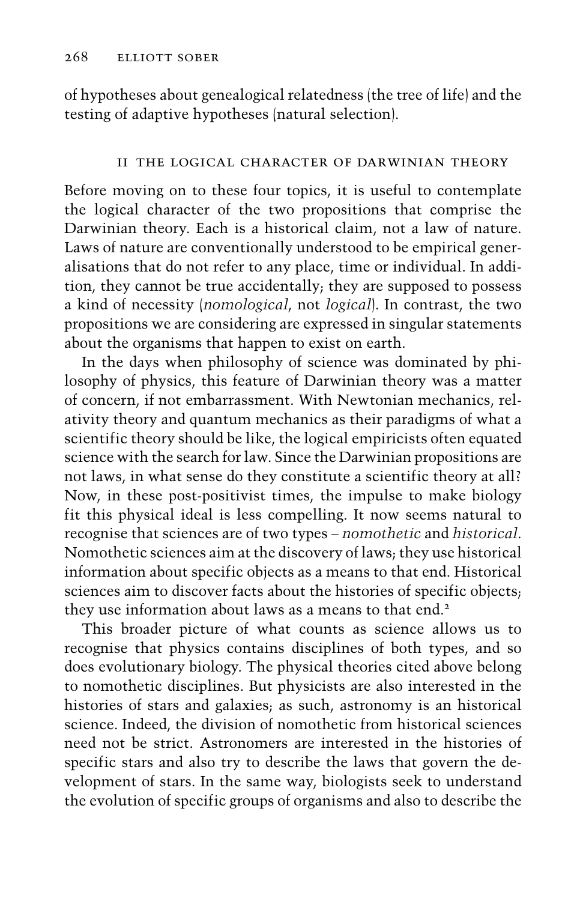of hypotheses about genealogical relatedness (the tree of life) and the testing of adaptive hypotheses (natural selection).

## II THE LOGICAL CHARACTER OF DARWINIAN THEORY

Before moving on to these four topics, it is useful to contemplate the logical character of the two propositions that comprise the Darwinian theory. Each is a historical claim, not a law of nature. Laws of nature are conventionally understood to be empirical generalisations that do not refer to any place, time or individual. In addition, they cannot be true accidentally; they are supposed to possess a kind of necessity (*nomological*, not *logical*). In contrast, the two propositions we are considering are expressed in singular statements about the organisms that happen to exist on earth.

In the days when philosophy of science was dominated by philosophy of physics, this feature of Darwinian theory was a matter of concern, if not embarrassment. With Newtonian mechanics, relativity theory and quantum mechanics as their paradigms of what a scientific theory should be like, the logical empiricists often equated science with the search for law. Since the Darwinian propositions are not laws, in what sense do they constitute a scientific theory at all? Now, in these post-positivist times, the impulse to make biology fit this physical ideal is less compelling. It now seems natural to recognise that sciences are of two types – *nomothetic* and *historical*. Nomothetic sciences aim at the discovery of laws; they use historical information about specific objects as a means to that end. Historical sciences aim to discover facts about the histories of specific objects; they use information about laws as a means to that end.[2]

This broader picture of what counts as science allows us to recognise that physics contains disciplines of both types, and so does evolutionary biology. The physical theories cited above belong to nomothetic disciplines. But physicists are also interested in the histories of stars and galaxies; as such, astronomy is an historical science. Indeed, the division of nomothetic from historical sciences need not be strict. Astronomers are interested in the histories of specific stars and also try to describe the laws that govern the development of stars. In the same way, biologists seek to understand the evolution of specific groups of organisms and also to describe the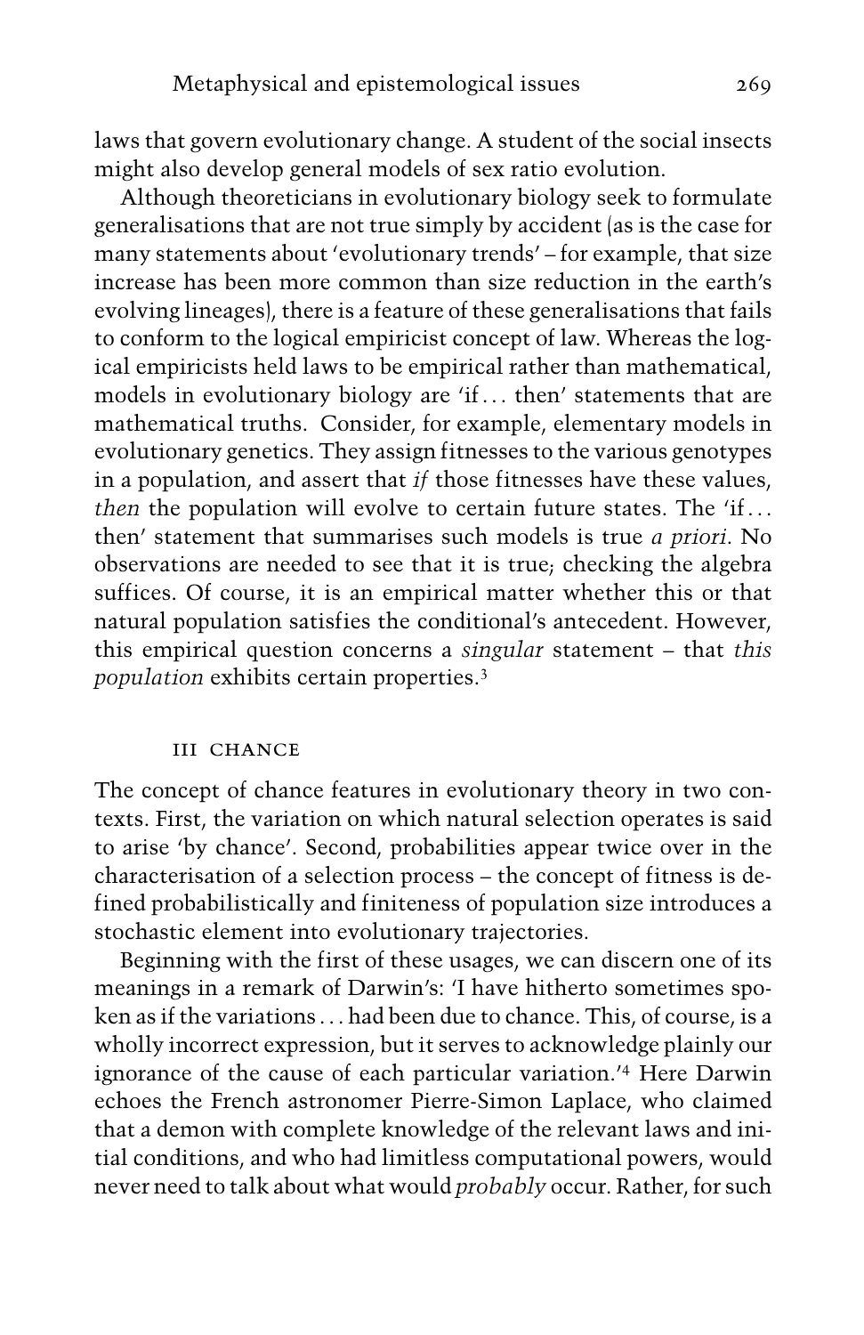laws that govern evolutionary change. A student of the social insects might also develop general models of sex ratio evolution.

Although theoreticians in evolutionary biology seek to formulate generalisations that are not true simply by accident (as is the case for many statements about 'evolutionary trends' – for example, that size increase has been more common than size reduction in the earth's evolving lineages), there is a feature of these generalisations that fails to conform to the logical empiricist concept of law. Whereas the logical empiricists held laws to be empirical rather than mathematical, models in evolutionary biology are 'if . . . then' statements that are mathematical truths. Consider, for example, elementary models in evolutionary genetics. They assign fitnesses to the various genotypes in a population, and assert that *if* those fitnesses have these values, *then* the population will evolve to certain future states. The 'if . . . then' statement that summarises such models is true *a priori*. No observations are needed to see that it is true; checking the algebra suffices. Of course, it is an empirical matter whether this or that natural population satisfies the conditional's antecedent. However, this empirical question concerns a *singular* statement – that *this population* exhibits certain properties.[3]

## III CHANCE

The concept of chance features in evolutionary theory in two contexts. First, the variation on which natural selection operates is said to arise 'by chance'. Second, probabilities appear twice over in the characterisation of a selection process – the concept of fitness is defined probabilistically and finiteness of population size introduces a stochastic element into evolutionary trajectories.

Beginning with the first of these usages, we can discern one of its meanings in a remark of Darwin's: 'I have hitherto sometimes spoken as if the variations . . . had been due to chance. This, of course, is a wholly incorrect expression, but it serves to acknowledge plainly our ignorance of the cause of each particular variation.'[4] Here Darwin echoes the French astronomer Pierre-Simon Laplace, who claimed that a demon with complete knowledge of the relevant laws and initial conditions, and who had limitless computational powers, would never need to talk about what would *probably* occur. Rather, for such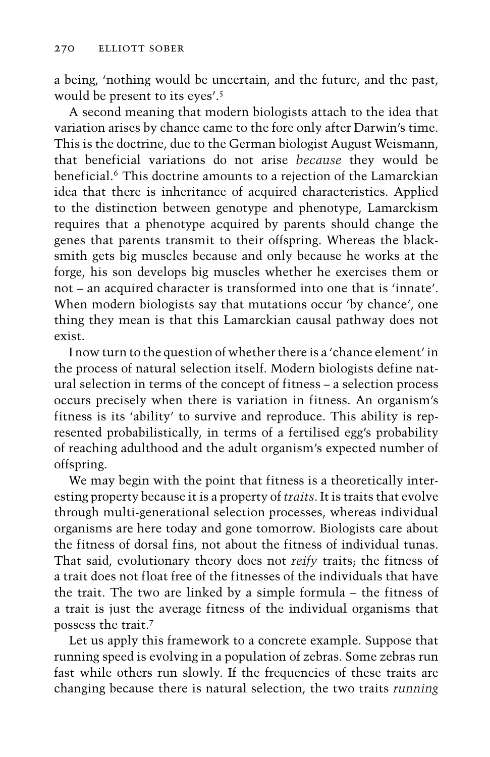a being, 'nothing would be uncertain, and the future, and the past, would be present to its eyes'.[5]

A second meaning that modern biologists attach to the idea that variation arises by chance came to the fore only after Darwin's time. This is the doctrine, due to the German biologist August Weismann, that beneficial variations do not arise *because* they would be beneficial.[6] This doctrine amounts to a rejection of the Lamarckian idea that there is inheritance of acquired characteristics. Applied to the distinction between genotype and phenotype, Lamarckism requires that a phenotype acquired by parents should change the genes that parents transmit to their offspring. Whereas the blacksmith gets big muscles because and only because he works at the forge, his son develops big muscles whether he exercises them or not – an acquired character is transformed into one that is 'innate'. When modern biologists say that mutations occur 'by chance', one thing they mean is that this Lamarckian causal pathway does not exist.

I now turn to the question of whether there is a 'chance element' in the process of natural selection itself. Modern biologists define natural selection in terms of the concept of fitness – a selection process occurs precisely when there is variation in fitness. An organism's fitness is its 'ability' to survive and reproduce. This ability is represented probabilistically, in terms of a fertilised egg's probability of reaching adulthood and the adult organism's expected number of offspring.

We may begin with the point that fitness is a theoretically interesting property because it is a property of *traits*. It is traits that evolve through multi-generational selection processes, whereas individual organisms are here today and gone tomorrow. Biologists care about the fitness of dorsal fins, not about the fitness of individual tunas. That said, evolutionary theory does not *reify* traits; the fitness of a trait does not float free of the fitnesses of the individuals that have the trait. The two are linked by a simple formula – the fitness of a trait is just the average fitness of the individual organisms that possess the trait.[7]

Let us apply this framework to a concrete example. Suppose that running speed is evolving in a population of zebras. Some zebras run fast while others run slowly. If the frequencies of these traits are changing because there is natural selection, the two traits *running*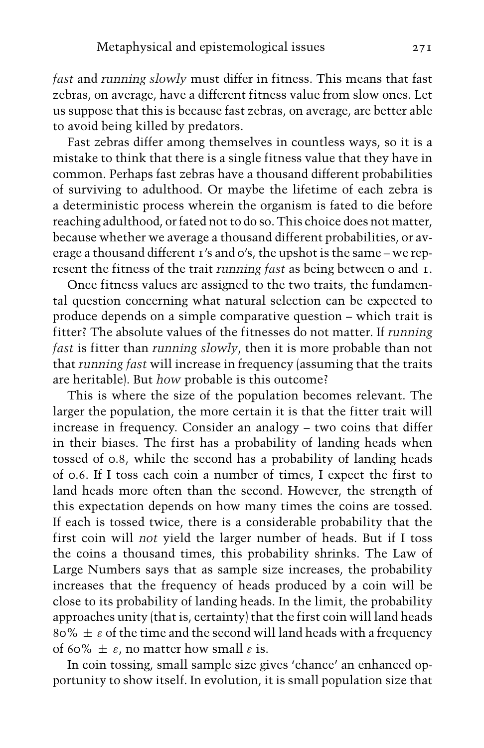*fast* and *running slowly* must differ in fitness. This means that fast zebras, on average, have a different fitness value from slow ones. Let us suppose that this is because fast zebras, on average, are better able to avoid being killed by predators.

Fast zebras differ among themselves in countless ways, so it is a mistake to think that there is a single fitness value that they have in common. Perhaps fast zebras have a thousand different probabilities of surviving to adulthood. Or maybe the lifetime of each zebra is a deterministic process wherein the organism is fated to die before reaching adulthood, or fated not to do so. This choice does not matter, because whether we average a thousand different probabilities, or average a thousand different 1's and 0's, the upshot is the same – we represent the fitness of the trait *running fast* as being between 0 and 1.

Once fitness values are assigned to the two traits, the fundamental question concerning what natural selection can be expected to produce depends on a simple comparative question – which trait is fitter? The absolute values of the fitnesses do not matter. If *running fast* is fitter than *running slowly*, then it is more probable than not that *running fast* will increase in frequency (assuming that the traits are heritable). But *how* probable is this outcome?

This is where the size of the population becomes relevant. The larger the population, the more certain it is that the fitter trait will increase in frequency. Consider an analogy – two coins that differ in their biases. The first has a probability of landing heads when tossed of 0.8, while the second has a probability of landing heads of 0.6. If I toss each coin a number of times, I expect the first to land heads more often than the second. However, the strength of this expectation depends on how many times the coins are tossed. If each is tossed twice, there is a considerable probability that the first coin will *not* yield the larger number of heads. But if I toss the coins a thousand times, this probability shrinks. The Law of Large Numbers says that as sample size increases, the probability increases that the frequency of heads produced by a coin will be close to its probability of landing heads. In the limit, the probability approaches unity (that is, certainty) that the first coin will land heads 80% $\pm\ \varepsilon$ of the time and the second will land heads with a frequency of 60% $\pm\ \varepsilon$, no matter how small $\varepsilon$ is.

In coin tossing, small sample size gives 'chance' an enhanced opportunity to show itself. In evolution, it is small population size that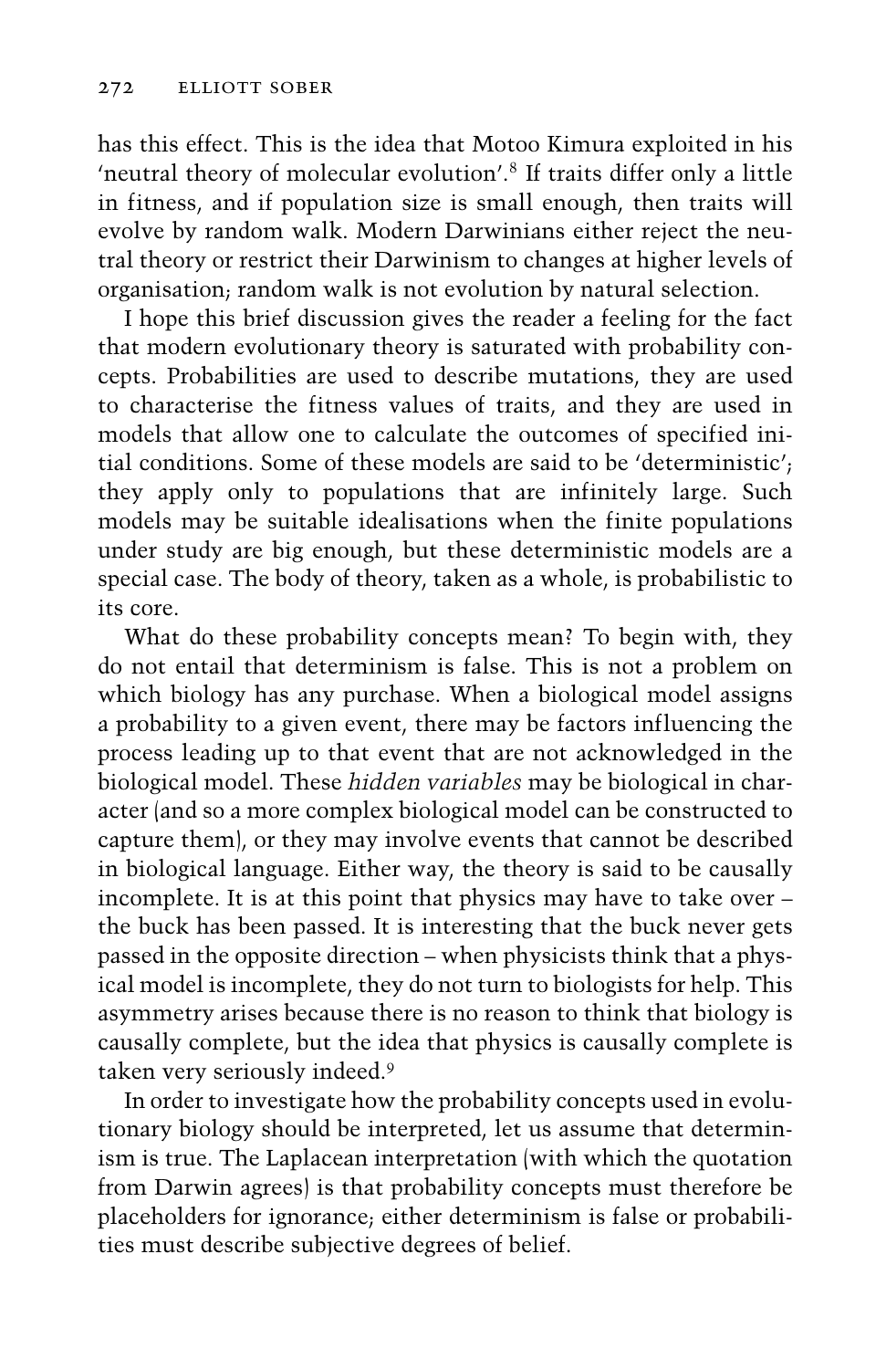has this effect. This is the idea that Motoo Kimura exploited in his 'neutral theory of molecular evolution'.[8] If traits differ only a little in fitness, and if population size is small enough, then traits will evolve by random walk. Modern Darwinians either reject the neutral theory or restrict their Darwinism to changes at higher levels of organisation; random walk is not evolution by natural selection.

I hope this brief discussion gives the reader a feeling for the fact that modern evolutionary theory is saturated with probability concepts. Probabilities are used to describe mutations, they are used to characterise the fitness values of traits, and they are used in models that allow one to calculate the outcomes of specified initial conditions. Some of these models are said to be 'deterministic'; they apply only to populations that are infinitely large. Such models may be suitable idealisations when the finite populations under study are big enough, but these deterministic models are a special case. The body of theory, taken as a whole, is probabilistic to its core.

What do these probability concepts mean? To begin with, they do not entail that determinism is false. This is not a problem on which biology has any purchase. When a biological model assigns a probability to a given event, there may be factors influencing the process leading up to that event that are not acknowledged in the biological model. These *hidden variables* may be biological in character (and so a more complex biological model can be constructed to capture them), or they may involve events that cannot be described in biological language. Either way, the theory is said to be causally incomplete. It is at this point that physics may have to take over – the buck has been passed. It is interesting that the buck never gets passed in the opposite direction – when physicists think that a physical model is incomplete, they do not turn to biologists for help. This asymmetry arises because there is no reason to think that biology is causally complete, but the idea that physics is causally complete is taken very seriously indeed.[9]

In order to investigate how the probability concepts used in evolutionary biology should be interpreted, let us assume that determinism is true. The Laplacean interpretation (with which the quotation from Darwin agrees) is that probability concepts must therefore be placeholders for ignorance; either determinism is false or probabilities must describe subjective degrees of belief.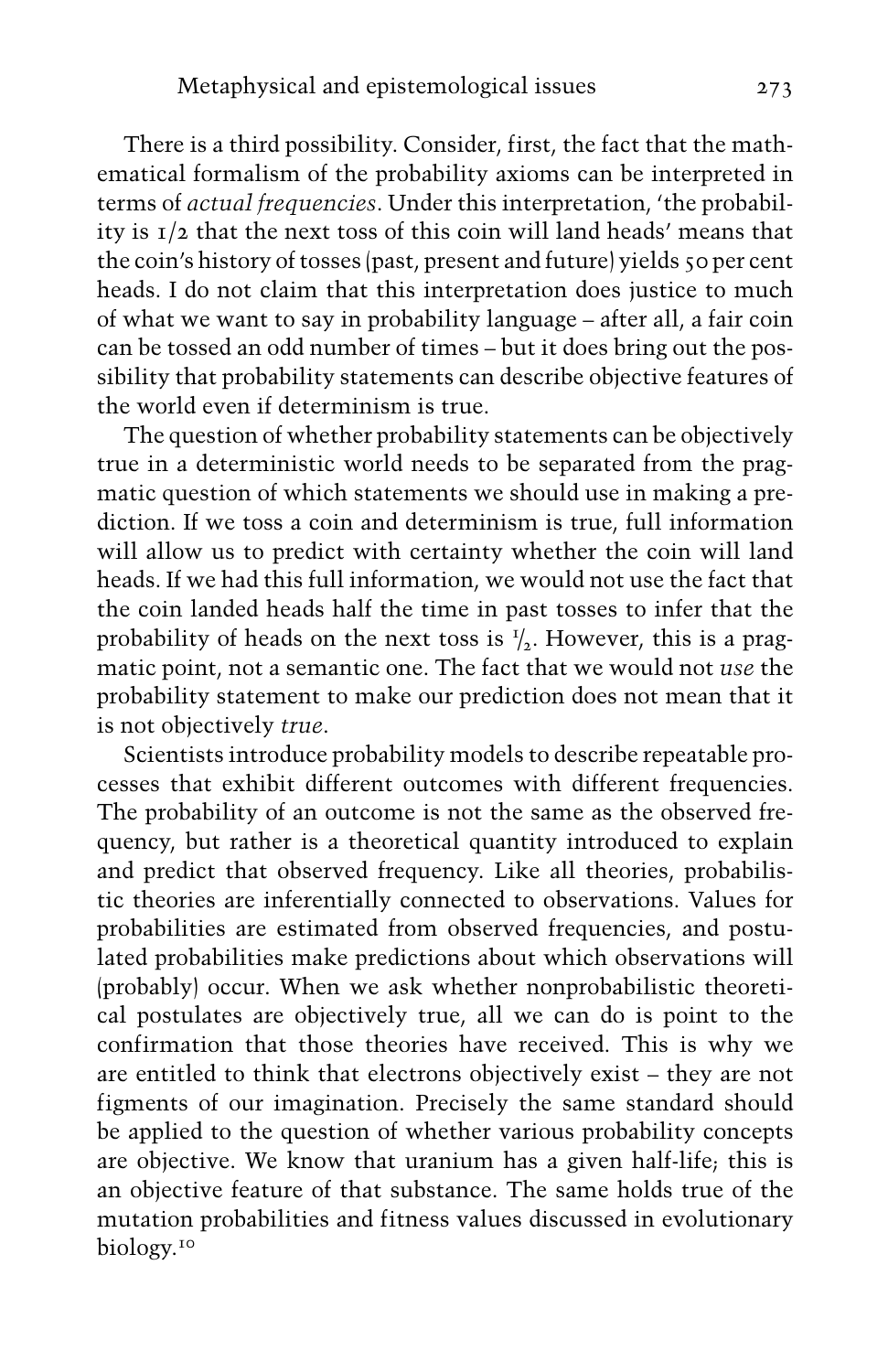There is a third possibility. Consider, first, the fact that the mathematical formalism of the probability axioms can be interpreted in terms of *actual frequencies*. Under this interpretation, 'the probability is 1/2 that the next toss of this coin will land heads' means that the coin's history of tosses (past, present and future) yields 50 per cent heads. I do not claim that this interpretation does justice to much of what we want to say in probability language – after all, a fair coin can be tossed an odd number of times – but it does bring out the possibility that probability statements can describe objective features of the world even if determinism is true.

The question of whether probability statements can be objectively true in a deterministic world needs to be separated from the pragmatic question of which statements we should use in making a prediction. If we toss a coin and determinism is true, full information will allow us to predict with certainty whether the coin will land heads. If we had this full information, we would not use the fact that the coin landed heads half the time in past tosses to infer that the probability of heads on the next toss is $^1/_2$. However, this is a pragmatic point, not a semantic one. The fact that we would not *use* the probability statement to make our prediction does not mean that it is not objectively *true*.

Scientists introduce probability models to describe repeatable processes that exhibit different outcomes with different frequencies. The probability of an outcome is not the same as the observed frequency, but rather is a theoretical quantity introduced to explain and predict that observed frequency. Like all theories, probabilistic theories are inferentially connected to observations. Values for probabilities are estimated from observed frequencies, and postulated probabilities make predictions about which observations will (probably) occur. When we ask whether nonprobabilistic theoretical postulates are objectively true, all we can do is point to the confirmation that those theories have received. This is why we are entitled to think that electrons objectively exist – they are not figments of our imagination. Precisely the same standard should be applied to the question of whether various probability concepts are objective. We know that uranium has a given half-life; this is an objective feature of that substance. The same holds true of the mutation probabilities and fitness values discussed in evolutionary biology.[10]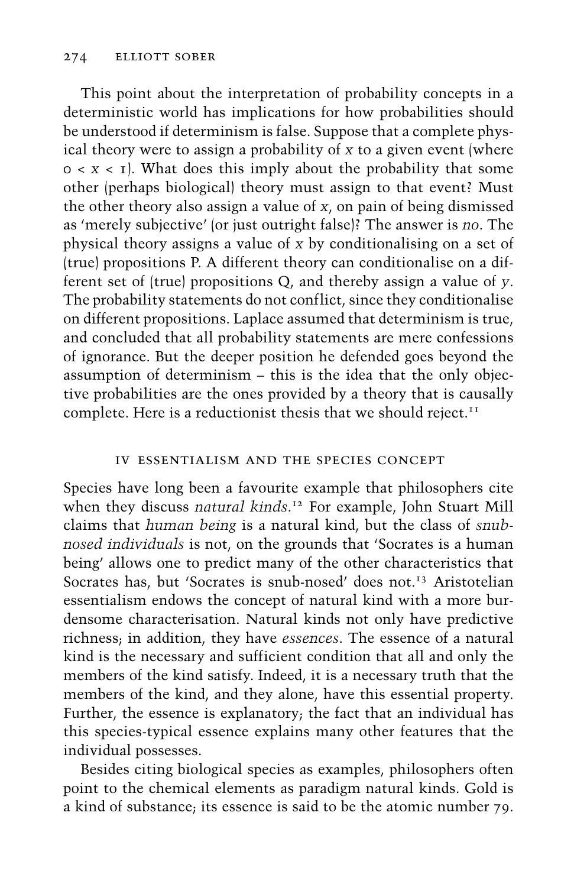This point about the interpretation of probability concepts in a deterministic world has implications for how probabilities should be understood if determinism is false. Suppose that a complete physical theory were to assign a probability of $x$ to a given event (where $0 < x < 1$). What does this imply about the probability that some other (perhaps biological) theory must assign to that event? Must the other theory also assign a value of $x$, on pain of being dismissed as 'merely subjective' (or just outright false)? The answer is *no*. The physical theory assigns a value of $x$ by conditionalising on a set of (true) propositions P. A different theory can conditionalise on a different set of (true) propositions Q, and thereby assign a value of $y$. The probability statements do not conflict, since they conditionalise on different propositions. Laplace assumed that determinism is true, and concluded that all probability statements are mere confessions of ignorance. But the deeper position he defended goes beyond the assumption of determinism – this is the idea that the only objective probabilities are the ones provided by a theory that is causally complete. Here is a reductionist thesis that we should reject.[11]

## IV ESSENTIALISM AND THE SPECIES CONCEPT

Species have long been a favourite example that philosophers cite when they discuss *natural kinds*.[12] For example, John Stuart Mill claims that *human being* is a natural kind, but the class of *snub-nosed individuals* is not, on the grounds that 'Socrates is a human being' allows one to predict many of the other characteristics that Socrates has, but 'Socrates is snub-nosed' does not.[13] Aristotelian essentialism endows the concept of natural kind with a more burdensome characterisation. Natural kinds not only have predictive richness; in addition, they have *essences*. The essence of a natural kind is the necessary and sufficient condition that all and only the members of the kind satisfy. Indeed, it is a necessary truth that the members of the kind, and they alone, have this essential property. Further, the essence is explanatory; the fact that an individual has this species-typical essence explains many other features that the individual possesses.

Besides citing biological species as examples, philosophers often point to the chemical elements as paradigm natural kinds. Gold is a kind of substance; its essence is said to be the atomic number 79.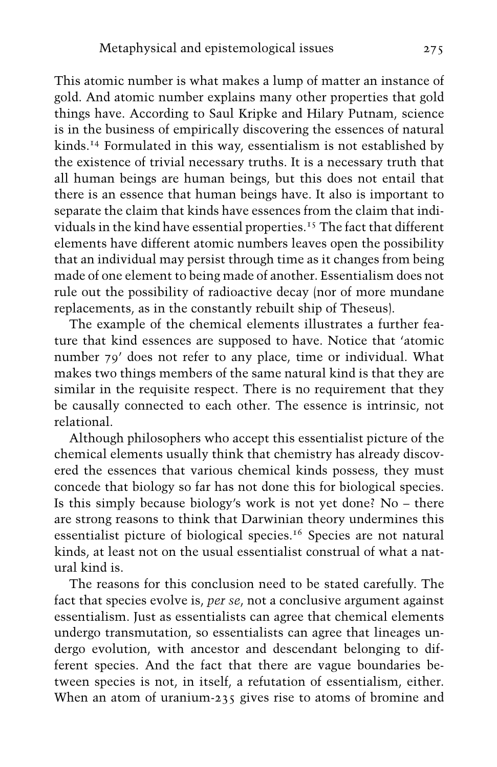This atomic number is what makes a lump of matter an instance of gold. And atomic number explains many other properties that gold things have. According to Saul Kripke and Hilary Putnam, science is in the business of empirically discovering the essences of natural kinds.[14] Formulated in this way, essentialism is not established by the existence of trivial necessary truths. It is a necessary truth that all human beings are human beings, but this does not entail that there is an essence that human beings have. It also is important to separate the claim that kinds have essences from the claim that individuals in the kind have essential properties.[15] The fact that different elements have different atomic numbers leaves open the possibility that an individual may persist through time as it changes from being made of one element to being made of another. Essentialism does not rule out the possibility of radioactive decay (nor of more mundane replacements, as in the constantly rebuilt ship of Theseus).

The example of the chemical elements illustrates a further feature that kind essences are supposed to have. Notice that 'atomic number 79' does not refer to any place, time or individual. What makes two things members of the same natural kind is that they are similar in the requisite respect. There is no requirement that they be causally connected to each other. The essence is intrinsic, not relational.

Although philosophers who accept this essentialist picture of the chemical elements usually think that chemistry has already discovered the essences that various chemical kinds possess, they must concede that biology so far has not done this for biological species. Is this simply because biology's work is not yet done? No – there are strong reasons to think that Darwinian theory undermines this essentialist picture of biological species.[16] Species are not natural kinds, at least not on the usual essentialist construal of what a natural kind is.

The reasons for this conclusion need to be stated carefully. The fact that species evolve is, *per se*, not a conclusive argument against essentialism. Just as essentialists can agree that chemical elements undergo transmutation, so essentialists can agree that lineages undergo evolution, with ancestor and descendant belonging to different species. And the fact that there are vague boundaries between species is not, in itself, a refutation of essentialism, either. When an atom of uranium-235 gives rise to atoms of bromine and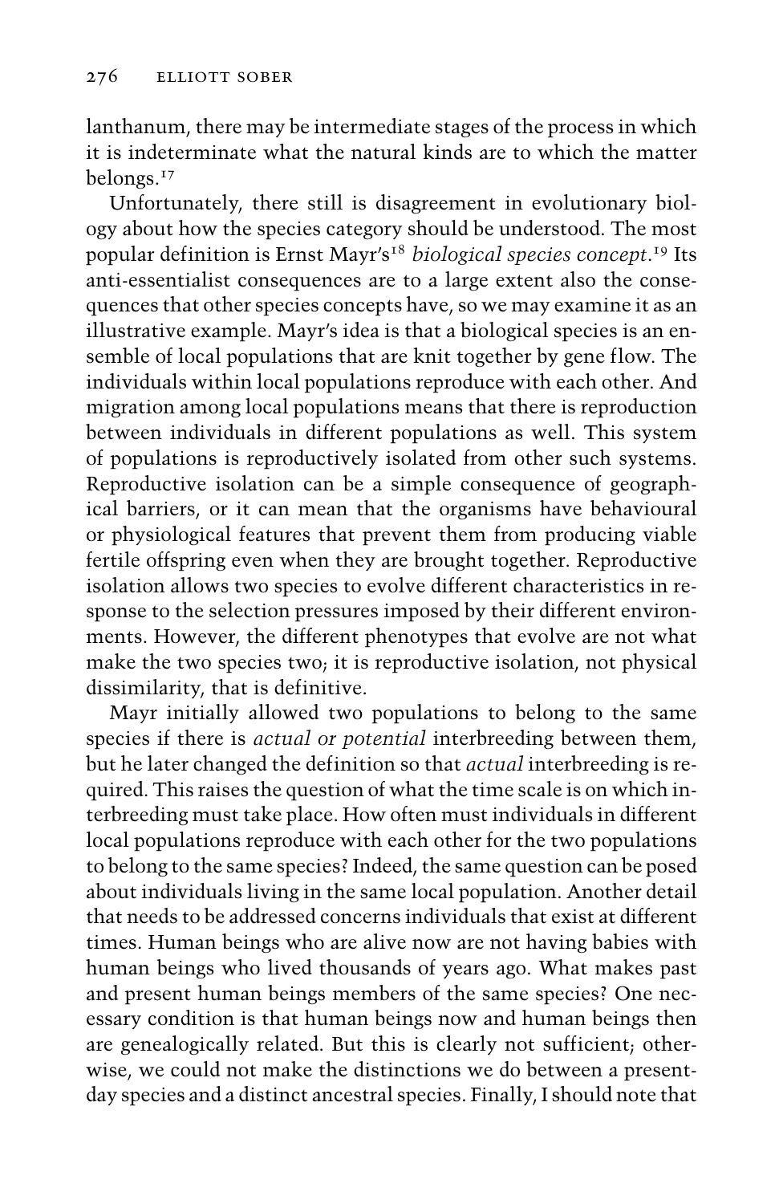lanthanum, there may be intermediate stages of the process in which it is indeterminate what the natural kinds are to which the matter belongs.[17]

Unfortunately, there still is disagreement in evolutionary biology about how the species category should be understood. The most popular definition is Ernst Mayr's[18] *biological species concept*.[19] Its anti-essentialist consequences are to a large extent also the consequences that other species concepts have, so we may examine it as an illustrative example. Mayr's idea is that a biological species is an ensemble of local populations that are knit together by gene flow. The individuals within local populations reproduce with each other. And migration among local populations means that there is reproduction between individuals in different populations as well. This system of populations is reproductively isolated from other such systems. Reproductive isolation can be a simple consequence of geographical barriers, or it can mean that the organisms have behavioural or physiological features that prevent them from producing viable fertile offspring even when they are brought together. Reproductive isolation allows two species to evolve different characteristics in response to the selection pressures imposed by their different environments. However, the different phenotypes that evolve are not what make the two species two; it is reproductive isolation, not physical dissimilarity, that is definitive.

Mayr initially allowed two populations to belong to the same species if there is *actual or potential* interbreeding between them, but he later changed the definition so that *actual* interbreeding is required. This raises the question of what the time scale is on which interbreeding must take place. How often must individuals in different local populations reproduce with each other for the two populations to belong to the same species? Indeed, the same question can be posed about individuals living in the same local population. Another detail that needs to be addressed concerns individuals that exist at different times. Human beings who are alive now are not having babies with human beings who lived thousands of years ago. What makes past and present human beings members of the same species? One necessary condition is that human beings now and human beings then are genealogically related. But this is clearly not sufficient; otherwise, we could not make the distinctions we do between a present-day species and a distinct ancestral species. Finally, I should note that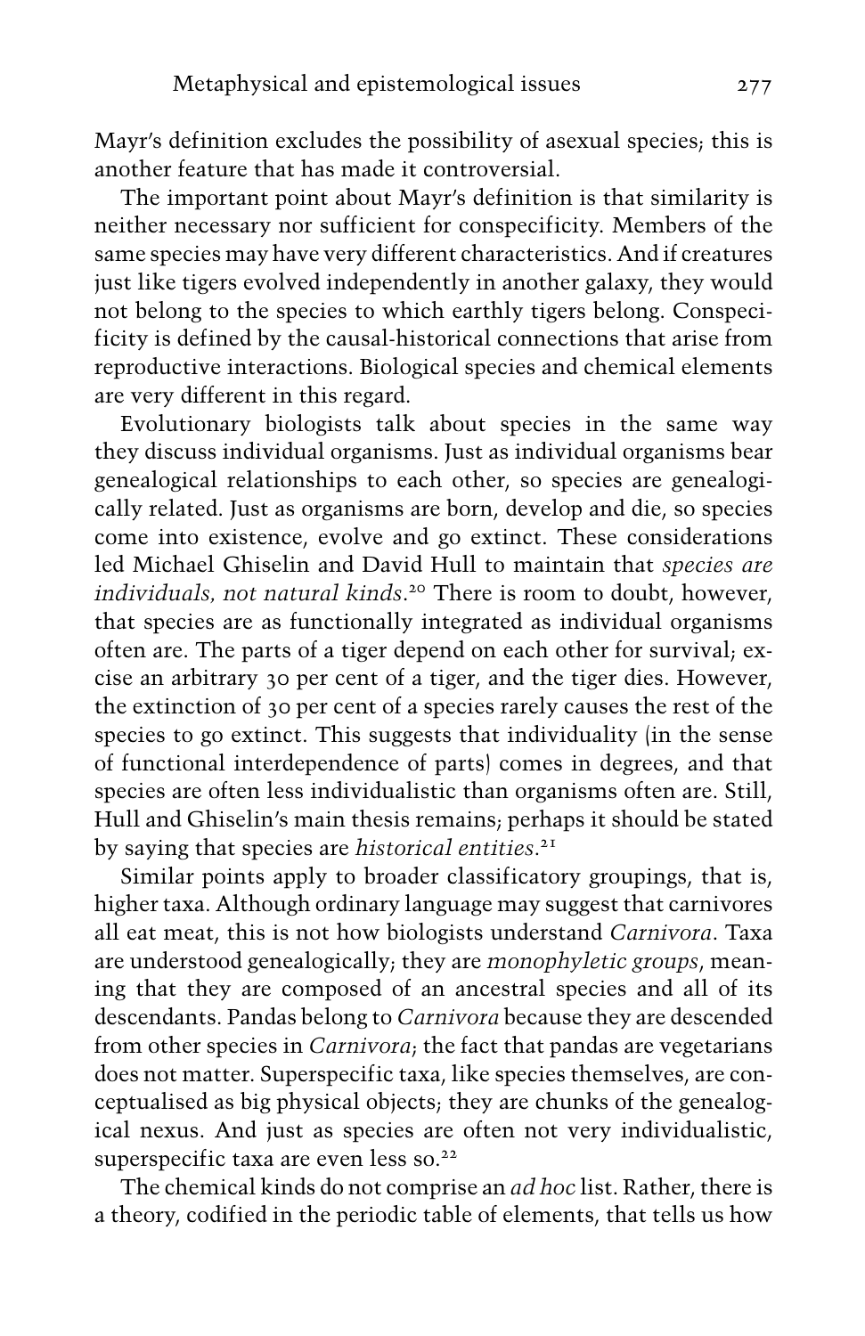Mayr's definition excludes the possibility of asexual species; this is another feature that has made it controversial.

The important point about Mayr's definition is that similarity is neither necessary nor sufficient for conspecificity. Members of the same species may have very different characteristics. And if creatures just like tigers evolved independently in another galaxy, they would not belong to the species to which earthly tigers belong. Conspecificity is defined by the causal-historical connections that arise from reproductive interactions. Biological species and chemical elements are very different in this regard.

Evolutionary biologists talk about species in the same way they discuss individual organisms. Just as individual organisms bear genealogical relationships to each other, so species are genealogically related. Just as organisms are born, develop and die, so species come into existence, evolve and go extinct. These considerations led Michael Ghiselin and David Hull to maintain that *species are individuals, not natural kinds*.[20] There is room to doubt, however, that species are as functionally integrated as individual organisms often are. The parts of a tiger depend on each other for survival; excise an arbitrary 30 per cent of a tiger, and the tiger dies. However, the extinction of 30 per cent of a species rarely causes the rest of the species to go extinct. This suggests that individuality (in the sense of functional interdependence of parts) comes in degrees, and that species are often less individualistic than organisms often are. Still, Hull and Ghiselin's main thesis remains; perhaps it should be stated by saying that species are *historical entities*.[21]

Similar points apply to broader classificatory groupings, that is, higher taxa. Although ordinary language may suggest that carnivores all eat meat, this is not how biologists understand *Carnivora*. Taxa are understood genealogically; they are *monophyletic groups*, meaning that they are composed of an ancestral species and all of its descendants. Pandas belong to *Carnivora* because they are descended from other species in *Carnivora*; the fact that pandas are vegetarians does not matter. Superspecific taxa, like species themselves, are conceptualised as big physical objects; they are chunks of the genealogical nexus. And just as species are often not very individualistic, superspecific taxa are even less so.[22]

The chemical kinds do not comprise an *ad hoc* list. Rather, there is a theory, codified in the periodic table of elements, that tells us how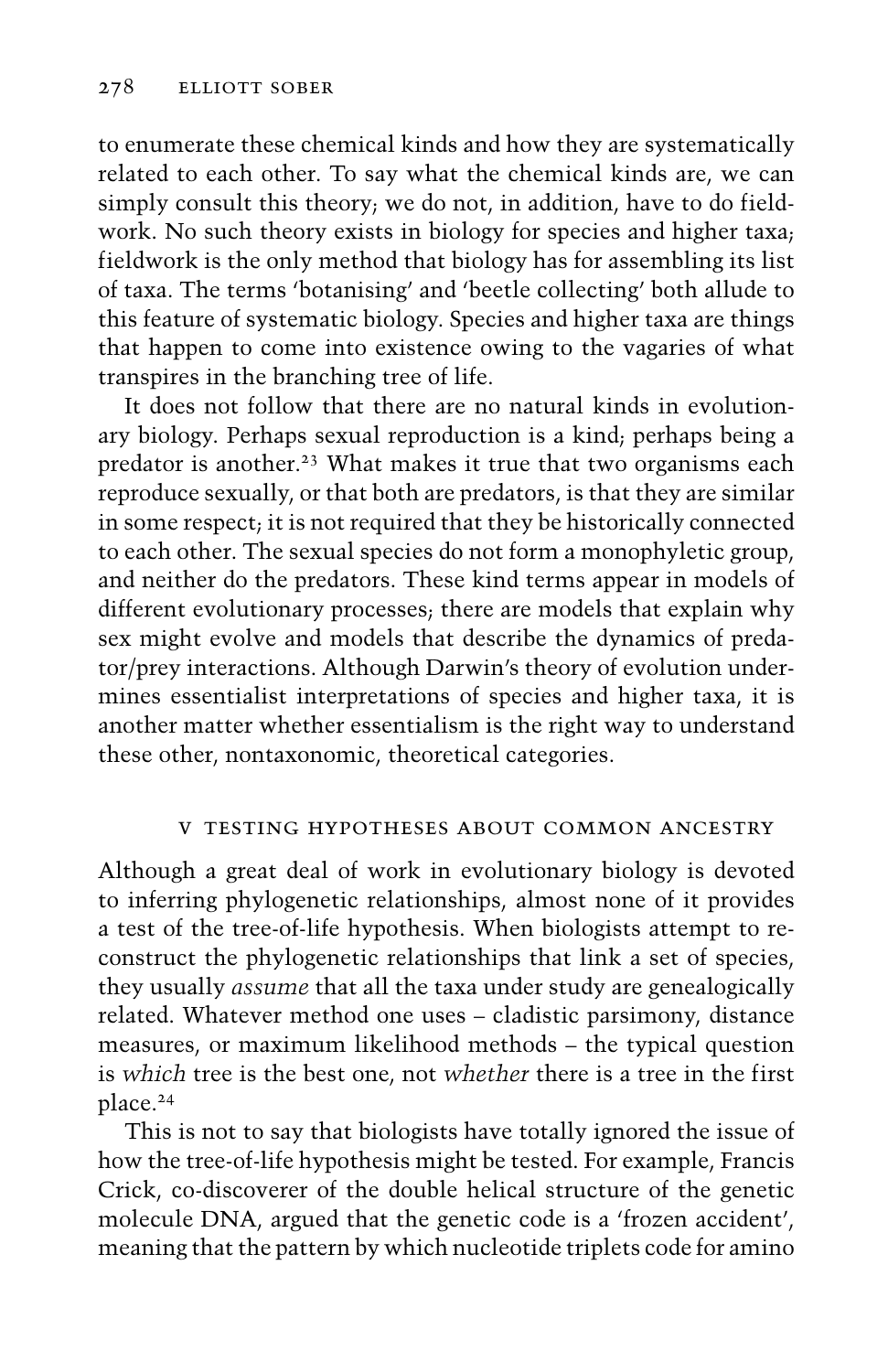to enumerate these chemical kinds and how they are systematically related to each other. To say what the chemical kinds are, we can simply consult this theory; we do not, in addition, have to do fieldwork. No such theory exists in biology for species and higher taxa; fieldwork is the only method that biology has for assembling its list of taxa. The terms 'botanising' and 'beetle collecting' both allude to this feature of systematic biology. Species and higher taxa are things that happen to come into existence owing to the vagaries of what transpires in the branching tree of life.

It does not follow that there are no natural kinds in evolutionary biology. Perhaps sexual reproduction is a kind; perhaps being a predator is another.[23] What makes it true that two organisms each reproduce sexually, or that both are predators, is that they are similar in some respect; it is not required that they be historically connected to each other. The sexual species do not form a monophyletic group, and neither do the predators. These kind terms appear in models of different evolutionary processes; there are models that explain why sex might evolve and models that describe the dynamics of predator/prey interactions. Although Darwin's theory of evolution undermines essentialist interpretations of species and higher taxa, it is another matter whether essentialism is the right way to understand these other, nontaxonomic, theoretical categories.

## V Testing Hypotheses About Common Ancestry

Although a great deal of work in evolutionary biology is devoted to inferring phylogenetic relationships, almost none of it provides a test of the tree-of-life hypothesis. When biologists attempt to reconstruct the phylogenetic relationships that link a set of species, they usually *assume* that all the taxa under study are genealogically related. Whatever method one uses – cladistic parsimony, distance measures, or maximum likelihood methods – the typical question is *which* tree is the best one, not *whether* there is a tree in the first place.[24]

This is not to say that biologists have totally ignored the issue of how the tree-of-life hypothesis might be tested. For example, Francis Crick, co-discoverer of the double helical structure of the genetic molecule DNA, argued that the genetic code is a 'frozen accident', meaning that the pattern by which nucleotide triplets code for amino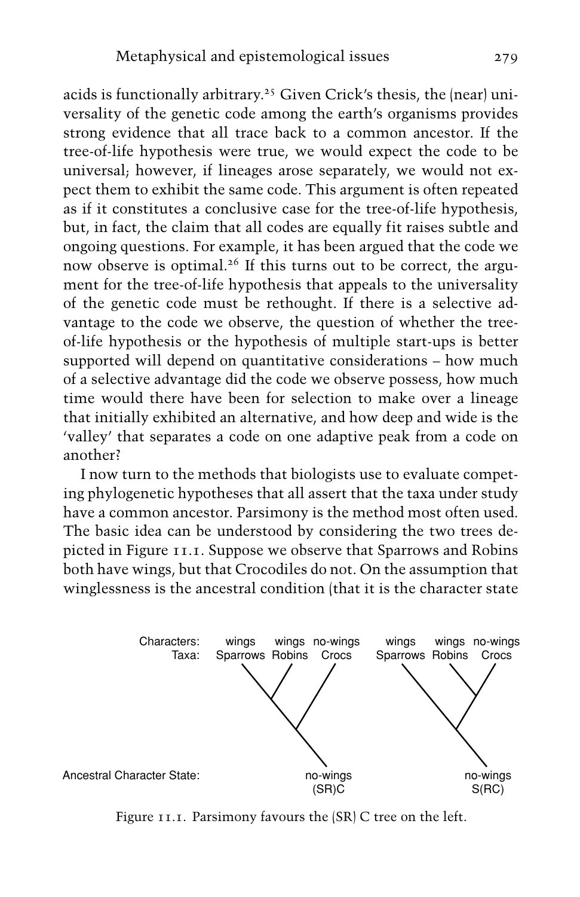acids is functionally arbitrary.[25] Given Crick's thesis, the (near) universality of the genetic code among the earth's organisms provides strong evidence that all trace back to a common ancestor. If the tree-of-life hypothesis were true, we would expect the code to be universal; however, if lineages arose separately, we would not expect them to exhibit the same code. This argument is often repeated as if it constitutes a conclusive case for the tree-of-life hypothesis, but, in fact, the claim that all codes are equally fit raises subtle and ongoing questions. For example, it has been argued that the code we now observe is optimal.[26] If this turns out to be correct, the argument for the tree-of-life hypothesis that appeals to the universality of the genetic code must be rethought. If there is a selective advantage to the code we observe, the question of whether the tree-of-life hypothesis or the hypothesis of multiple start-ups is better supported will depend on quantitative considerations – how much of a selective advantage did the code we observe possess, how much time would there have been for selection to make over a lineage that initially exhibited an alternative, and how deep and wide is the 'valley' that separates a code on one adaptive peak from a code on another?

I now turn to the methods that biologists use to evaluate competing phylogenetic hypotheses that all assert that the taxa under study have a common ancestor. Parsimony is the method most often used. The basic idea can be understood by considering the two trees depicted in Figure 11.1. Suppose we observe that Sparrows and Robins both have wings, but that Crocodiles do not. On the assumption that winglessness is the ancestral condition (that it is the character state

Figure 11.1. Parsimony favours the (SR) C tree on the left.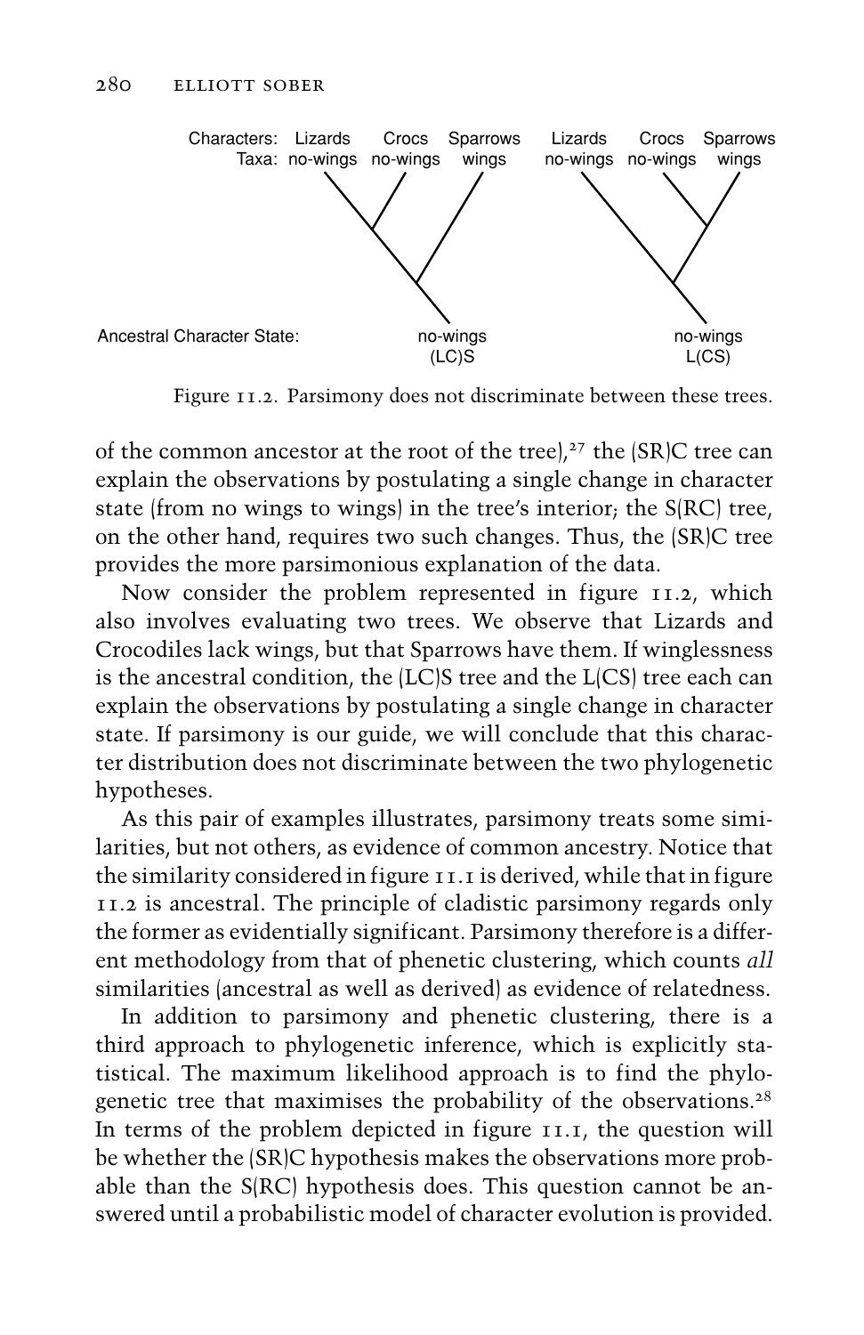Characters: Lizards Crocs Sparrows Lizards Crocs Sparrows
Taxa: no-wings no-wings wings no-wings no-wings wings

Ancestral Character State: no-wings (LC)S no-wings L(CS)

Figure 11.2. Parsimony does not discriminate between these trees.

of the common ancestor at the root of the tree),[27] the (SR)C tree can explain the observations by postulating a single change in character state (from no wings to wings) in the tree's interior; the S(RC) tree, on the other hand, requires two such changes. Thus, the (SR)C tree provides the more parsimonious explanation of the data.

Now consider the problem represented in figure 11.2, which also involves evaluating two trees. We observe that Lizards and Crocodiles lack wings, but that Sparrows have them. If winglessness is the ancestral condition, the (LC)S tree and the L(CS) each can explain the observations by postulating a single change in character state. If parsimony is our guide, we will conclude that this character distribution does not discriminate between the two phylogenetic hypotheses.

As this pair of examples illustrates, parsimony treats some similarities, but not others, as evidence of common ancestry. Notice that the similarity considered in figure 11.1 is derived, while that in figure 11.2 is ancestral. The principle of cladistic parsimony regards only the former as evidentially significant. Parsimony therefore is a different methodology from that of phenetic clustering, which counts *all* similarities (ancestral as well as derived) as evidence of relatedness.

In addition to parsimony and phenetic clustering, there is a third approach to phylogenetic inference, which is explicitly statistical. The maximum likelihood approach is to find the phylogenetic tree that maximises the probability of the observations.[28] In terms of the problem depicted in figure 11.1, the question will be whether the (SR)C hypothesis makes the observations more probable than the S(RC) hypothesis does. This question cannot be answered until a probabilistic model of character evolution is provided.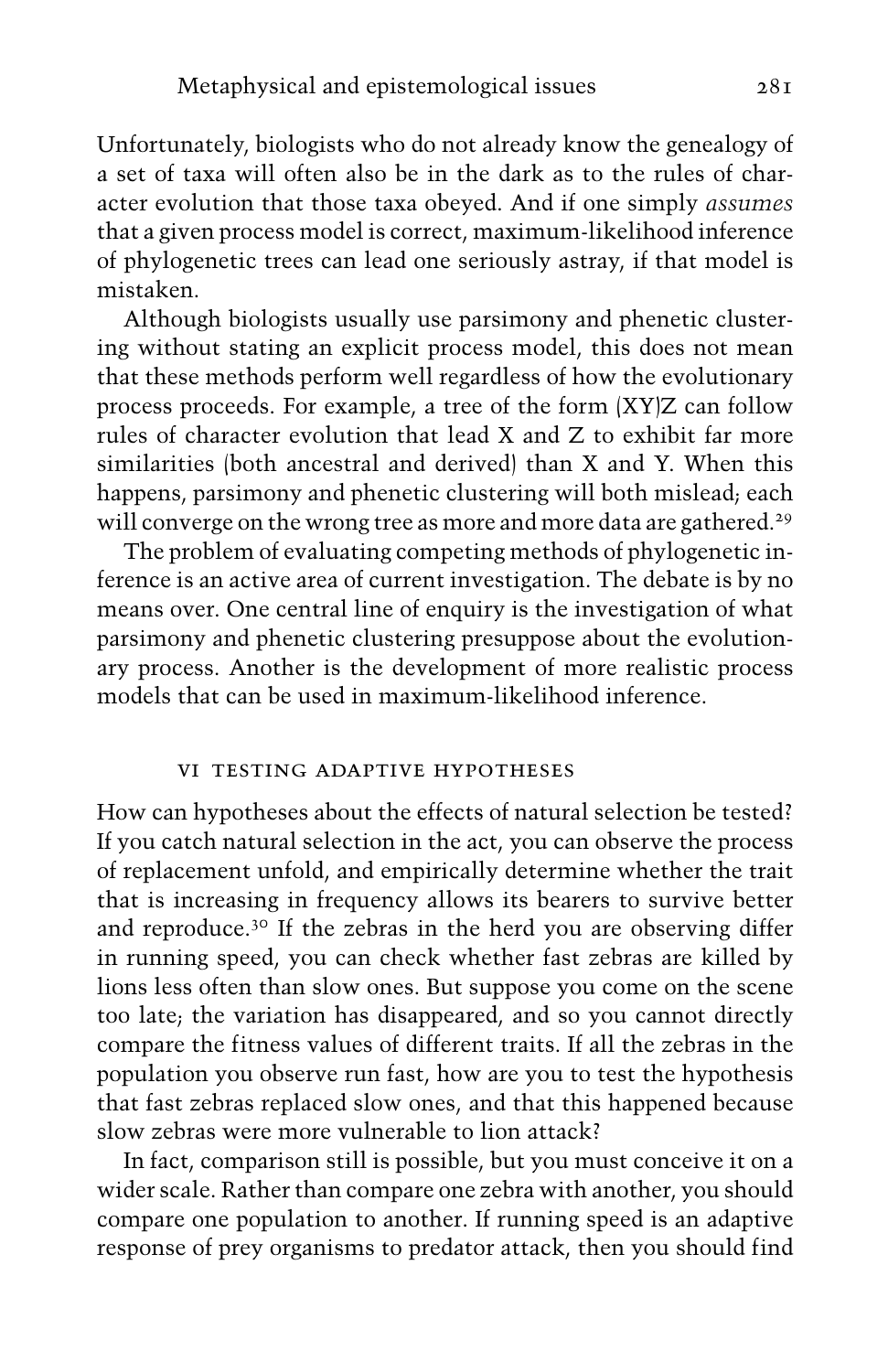Unfortunately, biologists who do not already know the genealogy of a set of taxa will often also be in the dark as to the rules of character evolution that those taxa obeyed. And if one simply *assumes* that a given process model is correct, maximum-likelihood inference of phylogenetic trees can lead one seriously astray, if that model is mistaken.

Although biologists usually use parsimony and phenetic clustering without stating an explicit process model, this does not mean that these methods perform well regardless of how the evolutionary process proceeds. For example, a tree of the form (XY)Z can follow rules of character evolution that lead X and Z to exhibit far more similarities (both ancestral and derived) than X and Y. When this happens, parsimony and phenetic clustering will both mislead; each will converge on the wrong tree as more and more data are gathered.[29]

The problem of evaluating competing methods of phylogenetic inference is an active area of current investigation. The debate is by no means over. One central line of enquiry is the investigation of what parsimony and phenetic clustering presuppose about the evolutionary process. Another is the development of more realistic process models that can be used in maximum-likelihood inference.

## VI TESTING ADAPTIVE HYPOTHESES

How can hypotheses about the effects of natural selection be tested? If you catch natural selection in the act, you can observe the process of replacement unfold, and empirically determine whether the trait that is increasing in frequency allows its bearers to survive better and reproduce.[30] If the zebras in the herd you are observing differ in running speed, you can check whether fast zebras are killed by lions less often than slow ones. But suppose you come on the scene too late; the variation has disappeared, and so you cannot directly compare the fitness values of different traits. If all the zebras in the population you observe run fast, how are you to test the hypothesis that fast zebras replaced slow ones, and that this happened because slow zebras were more vulnerable to lion attack?

In fact, comparison still is possible, but you must conceive it on a wider scale. Rather than compare one zebra with another, you should compare one population to another. If running speed is an adaptive response of prey organisms to predator attack, then you should find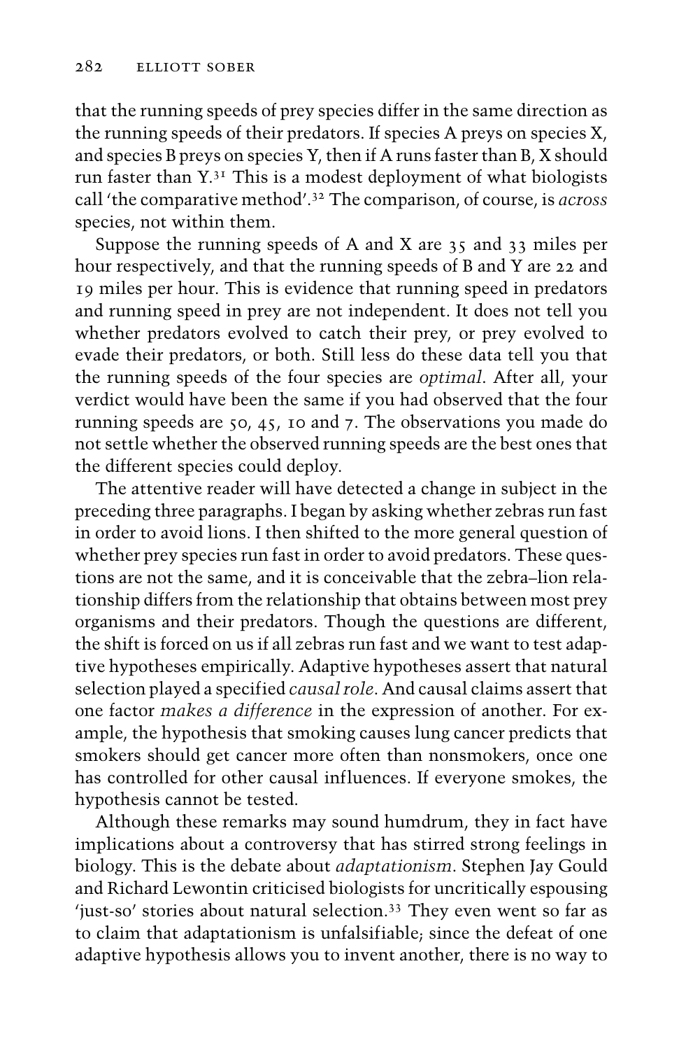that the running speeds of prey species differ in the same direction as the running speeds of their predators. If species A preys on species X, and species B preys on species Y, then if A runs faster than B, X should run faster than Y.[31] This is a modest deployment of what biologists call 'the comparative method'.[32] The comparison, of course, is *across* species, not within them.

Suppose the running speeds of A and X are 35 and 33 miles per hour respectively, and that the running speeds of B and Y are 22 and 19 miles per hour. This is evidence that running speed in predators and running speed in prey are not independent. It does not tell you whether predators evolved to catch their prey, or prey evolved to evade their predators, or both. Still less do these data tell you that the running speeds of the four species are *optimal*. After all, your verdict would have been the same if you had observed that the four running speeds are 50, 45, 10 and 7. The observations you made do not settle whether the observed running speeds are the best ones that the different species could deploy.

The attentive reader will have detected a change in subject in the preceding three paragraphs. I began by asking whether zebras run fast in order to avoid lions. I then shifted to the more general question of whether prey species run fast in order to avoid predators. These questions are not the same, and it is conceivable that the zebra–lion relationship differs from the relationship that obtains between most prey organisms and their predators. Though the questions are different, the shift is forced on us if all zebras run fast and we want to test adaptive hypotheses empirically. Adaptive hypotheses assert that natural selection played a specified *causal role*. And causal claims assert that one factor *makes a difference* in the expression of another. For example, the hypothesis that smoking causes lung cancer predicts that smokers should get cancer more often than nonsmokers, once one has controlled for other causal influences. If everyone smokes, the hypothesis cannot be tested.

Although these remarks may sound humdrum, they in fact have implications about a controversy that has stirred strong feelings in biology. This is the debate about *adaptationism*. Stephen Jay Gould and Richard Lewontin criticised biologists for uncritically espousing 'just-so' stories about natural selection.[33] They even went so far as to claim that adaptationism is unfalsifiable; since the defeat of one adaptive hypothesis allows you to invent another, there is no way to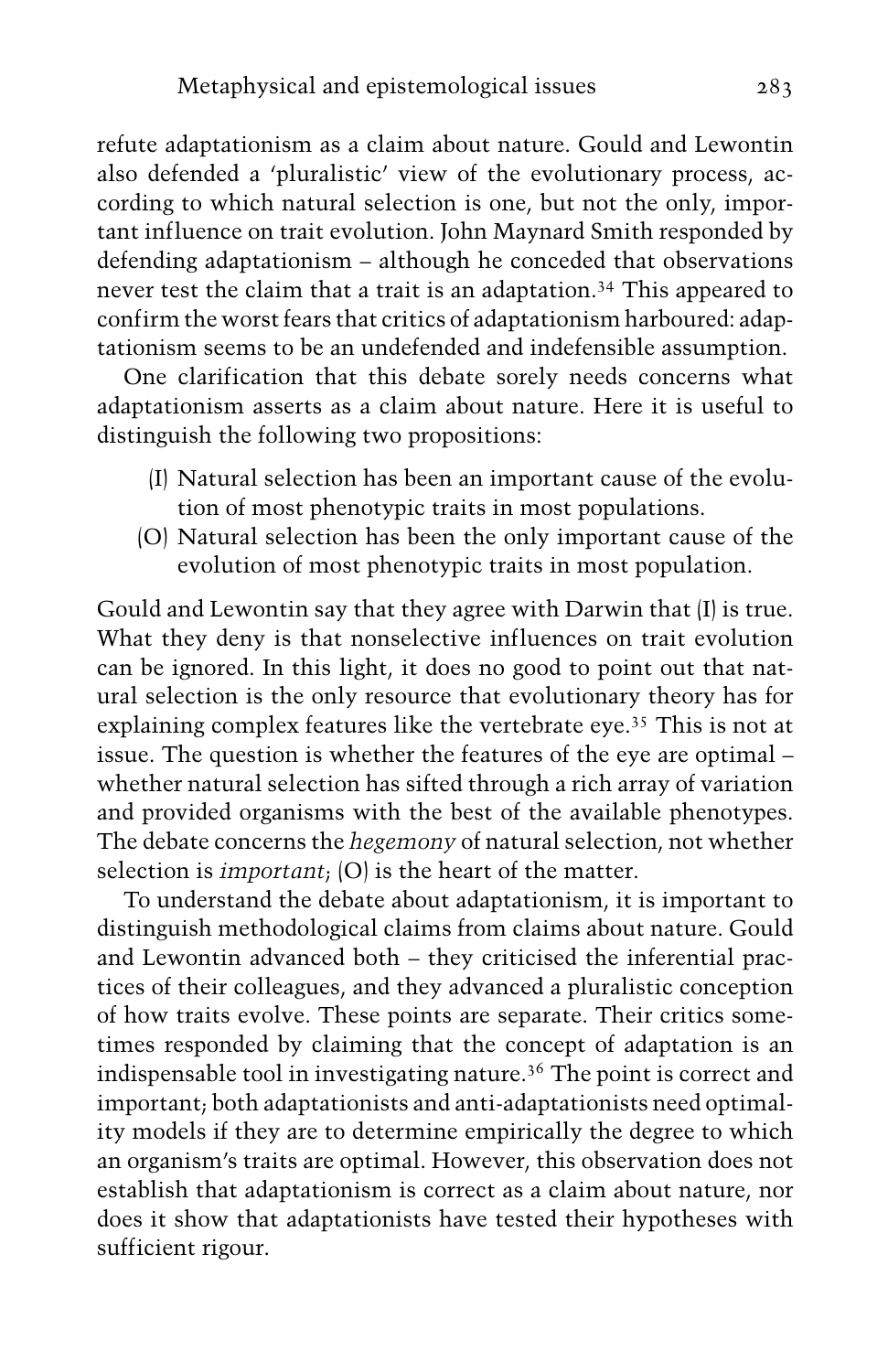refute adaptationism as a claim about nature. Gould and Lewontin also defended a 'pluralistic' view of the evolutionary process, according to which natural selection is one, but not the only, important influence on trait evolution. John Maynard Smith responded by defending adaptationism – although he conceded that observations never test the claim that a trait is an adaptation.[34] This appeared to confirm the worst fears that critics of adaptationism harboured: adaptationism seems to be an undefended and indefensible assumption.

One clarification that this debate sorely needs concerns what adaptationism asserts as a claim about nature. Here it is useful to distinguish the following two propositions:

> (I) Natural selection has been an important cause of the evolution of most phenotypic traits in most populations.
>
> (O) Natural selection has been the only important cause of the evolution of most phenotypic traits in most population.

Gould and Lewontin say that they agree with Darwin that (I) is true. What they deny is that nonselective influences on trait evolution can be ignored. In this light, it does no good to point out that natural selection is the only resource that evolutionary theory has for explaining complex features like the vertebrate eye.[35] This is not at issue. The question is whether the features of the eye are optimal – whether natural selection has sifted through a rich array of variation and provided organisms with the best of the available phenotypes. The debate concerns the *hegemony* of natural selection, not whether selection is *important*; (O) is the heart of the matter.

To understand the debate about adaptationism, it is important to distinguish methodological claims from claims about nature. Gould and Lewontin advanced both – they criticised the inferential practices of their colleagues, and they advanced a pluralistic conception of how traits evolve. These points are separate. Their critics sometimes responded by claiming that the concept of adaptation is an indispensable tool in investigating nature.[36] The point is correct and important; both adaptationists and anti-adaptationists need optimality models if they are to determine empirically the degree to which an organism's traits are optimal. However, this observation does not establish that adaptationism is correct as a claim about nature, nor does it show that adaptationists have tested their hypotheses with sufficient rigour.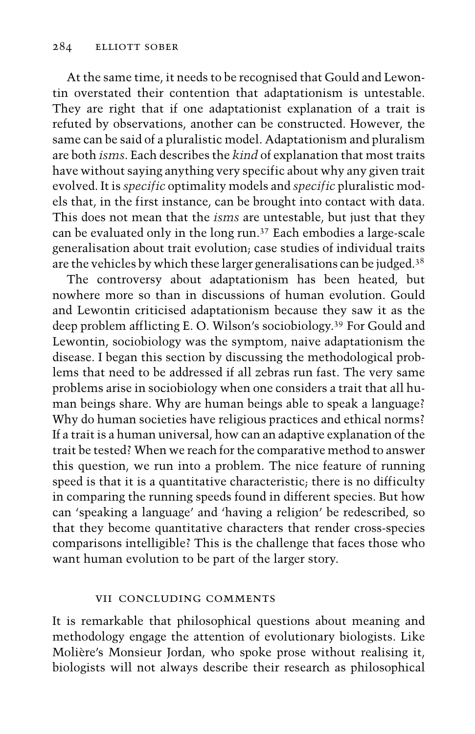At the same time, it needs to be recognised that Gould and Lewontin overstated their contention that adaptationism is untestable. They are right that if one adaptationist explanation of a trait is refuted by observations, another can be constructed. However, the same can be said of a pluralistic model. Adaptationism and pluralism are both *isms*. Each describes the *kind* of explanation that most traits have without saying anything very specific about why any given trait evolved. It is *specific* optimality models and *specific* pluralistic models that, in the first instance, can be brought into contact with data. This does not mean that the *isms* are untestable, but just that they can be evaluated only in the long run.[37] Each embodies a large-scale generalisation about trait evolution; case studies of individual traits are the vehicles by which these larger generalisations can be judged.[38]

The controversy about adaptationism has been heated, but nowhere more so than in discussions of human evolution. Gould and Lewontin criticised adaptationism because they saw it as the deep problem afflicting E. O. Wilson's sociobiology.[39] For Gould and Lewontin, sociobiology was the symptom, naive adaptationism the disease. I began this section by discussing the methodological problems that need to be addressed if all zebras run fast. The very same problems arise in sociobiology when one considers a trait that all human beings share. Why are human beings able to speak a language? Why do human societies have religious practices and ethical norms? If a trait is a human universal, how can an adaptive explanation of the trait be tested? When we reach for the comparative method to answer this question, we run into a problem. The nice feature of running speed is that it is a quantitative characteristic; there is no difficulty in comparing the running speeds found in different species. But how can 'speaking a language' and 'having a religion' be redescribed, so that they become quantitative characters that render cross-species comparisons intelligible? This is the challenge that faces those who want human evolution to be part of the larger story.

## VII CONCLUDING COMMENTS

It is remarkable that philosophical questions about meaning and methodology engage the attention of evolutionary biologists. Like Molière's Monsieur Jordan, who spoke prose without realising it, biologists will not always describe their research as philosophical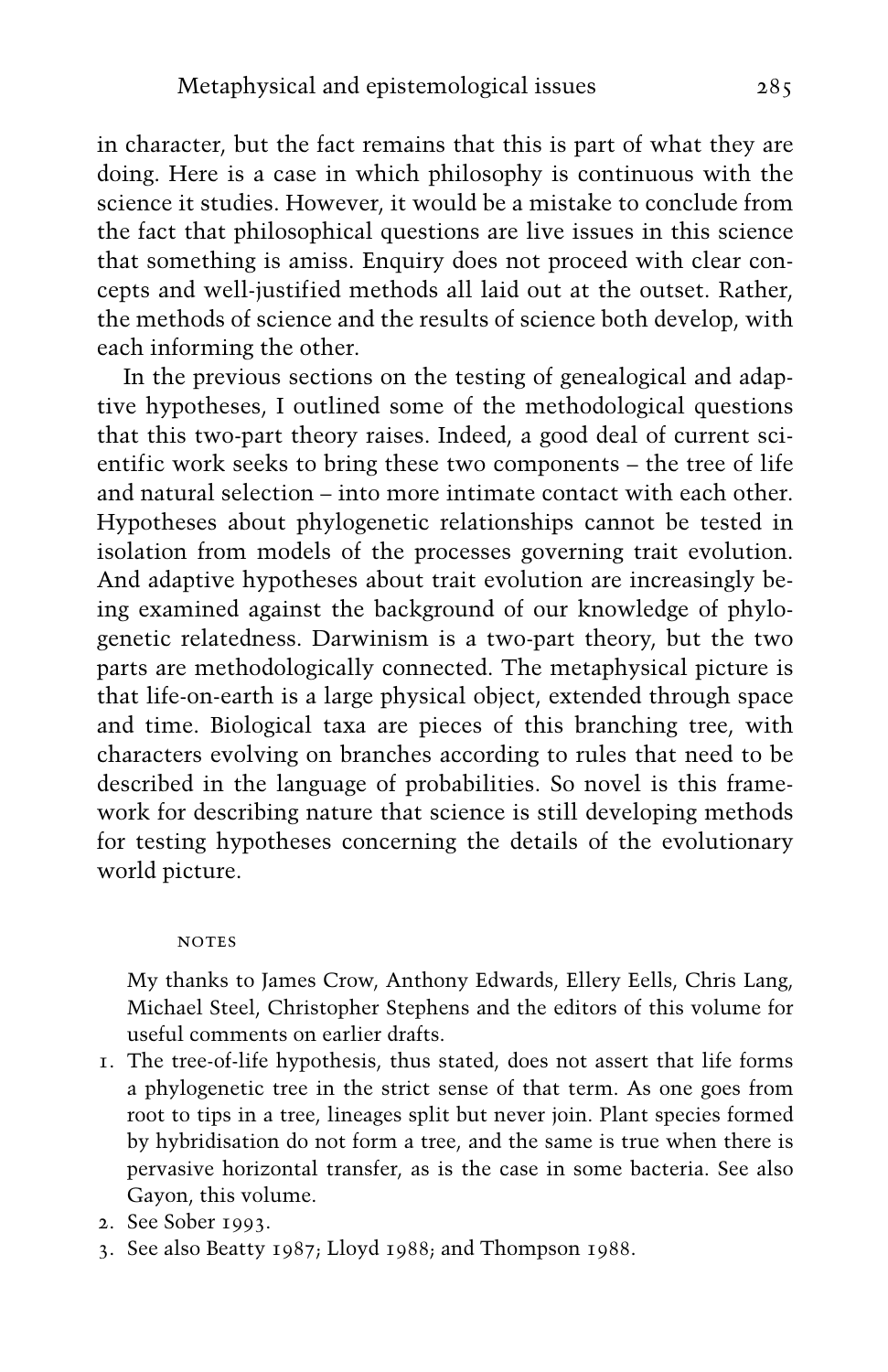in character, but the fact remains that this is part of what they are doing. Here is a case in which philosophy is continuous with the science it studies. However, it would be a mistake to conclude from the fact that philosophical questions are live issues in this science that something is amiss. Enquiry does not proceed with clear concepts and well-justified methods all laid out at the outset. Rather, the methods of science and the results of science both develop, with each informing the other.

In the previous sections on the testing of genealogical and adaptive hypotheses, I outlined some of the methodological questions that this two-part theory raises. Indeed, a good deal of current scientific work seeks to bring these two components – the tree of life and natural selection – into more intimate contact with each other. Hypotheses about phylogenetic relationships cannot be tested in isolation from models of the processes governing trait evolution. And adaptive hypotheses about trait evolution are increasingly being examined against the background of our knowledge of phylogenetic relatedness. Darwinism is a two-part theory, but the two parts are methodologically connected. The metaphysical picture is that life-on-earth is a large physical object, extended through space and time. Biological taxa are pieces of this branching tree, with characters evolving on branches according to rules that need to be described in the language of probabilities. So novel is this framework for describing nature that science is still developing methods for testing hypotheses concerning the details of the evolutionary world picture.

## NOTES

My thanks to James Crow, Anthony Edwards, Ellery Eells, Chris Lang, Michael Steel, Christopher Stephens and the editors of this volume for useful comments on earlier drafts.

1. The tree-of-life hypothesis, thus stated, does not assert that life forms a phylogenetic tree in the strict sense of that term. As one goes from root to tips in a tree, lineages split but never join. Plant species formed by hybridisation do not form a tree, and the same is true when there is pervasive horizontal transfer, as is the case in some bacteria. See also Gayon, this volume.
2. See Sober 1993.
3. See also Beatty 1987; Lloyd 1988; and Thompson 1988.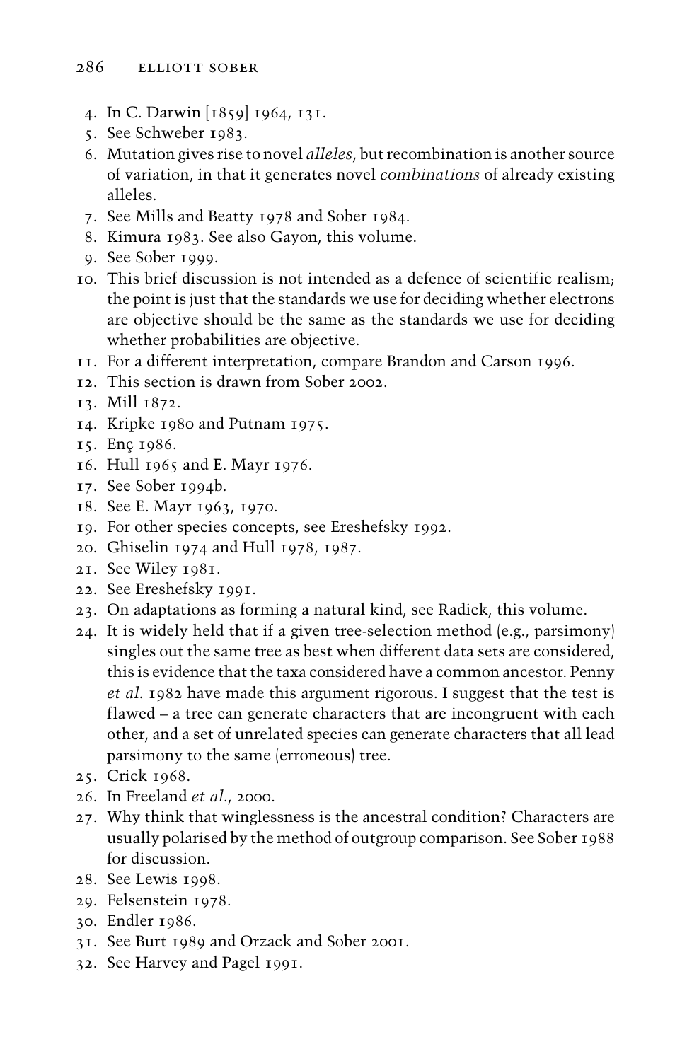4. In C. Darwin [1859] 1964, 131.
5. See Schweber 1983.
6. Mutation gives rise to novel *alleles*, but recombination is another source of variation, in that it generates novel *combinations* of already existing alleles.
7. See Mills and Beatty 1978 and Sober 1984.
8. Kimura 1983. See also Gayon, this volume.
9. See Sober 1999.
10. This brief discussion is not intended as a defence of scientific realism; the point is just that the standards we use for deciding whether electrons are objective should be the same as the standards we use for deciding whether probabilities are objective.
11. For a different interpretation, compare Brandon and Carson 1996.
12. This section is drawn from Sober 2002.
13. Mill 1872.
14. Kripke 1980 and Putnam 1975.
15. Enç 1986.
16. Hull 1965 and E. Mayr 1976.
17. See Sober 1994b.
18. See E. Mayr 1963, 1970.
19. For other species concepts, see Ereshefsky 1992.
20. Ghiselin 1974 and Hull 1978, 1987.
21. See Wiley 1981.
22. See Ereshefsky 1991.
23. On adaptations as forming a natural kind, see Radick, this volume.
24. It is widely held that if a given tree-selection method (e.g., parsimony) singles out the same tree as best when different data sets are considered, this is evidence that the taxa considered have a common ancestor. Penny *et al.* 1982 have made this argument rigorous. I suggest that the test is flawed – a tree can generate characters that are incongruent with each other, and a set of unrelated species can generate characters that all lead parsimony to the same (erroneous) tree.
25. Crick 1968.
26. In Freeland *et al.*, 2000.
27. Why think that winglessness is the ancestral condition? Characters are usually polarised by the method of outgroup comparison. See Sober 1988 for discussion.
28. See Lewis 1998.
29. Felsenstein 1978.
30. Endler 1986.
31. See Burt 1989 and Orzack and Sober 2001.
32. See Harvey and Pagel 1991.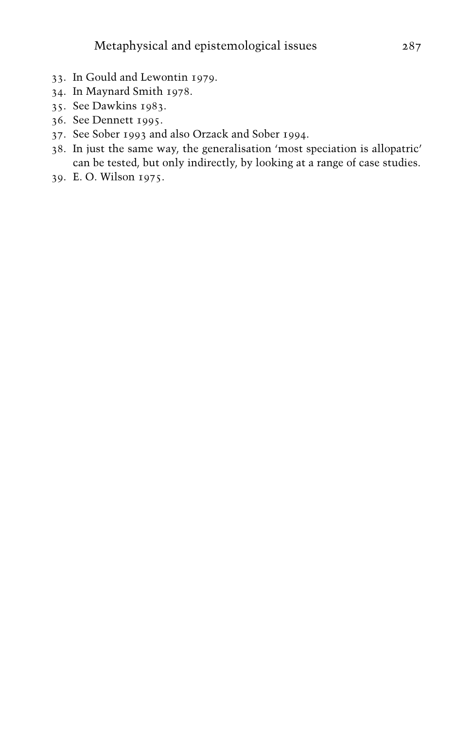33. In Gould and Lewontin 1979.
34. In Maynard Smith 1978.
35. See Dawkins 1983.
36. See Dennett 1995.
37. See Sober 1993 and also Orzack and Sober 1994.
38. In just the same way, the generalisation 'most speciation is allopatric' can be tested, but only indirectly, by looking at a range of case studies.
39. E. O. Wilson 1975.